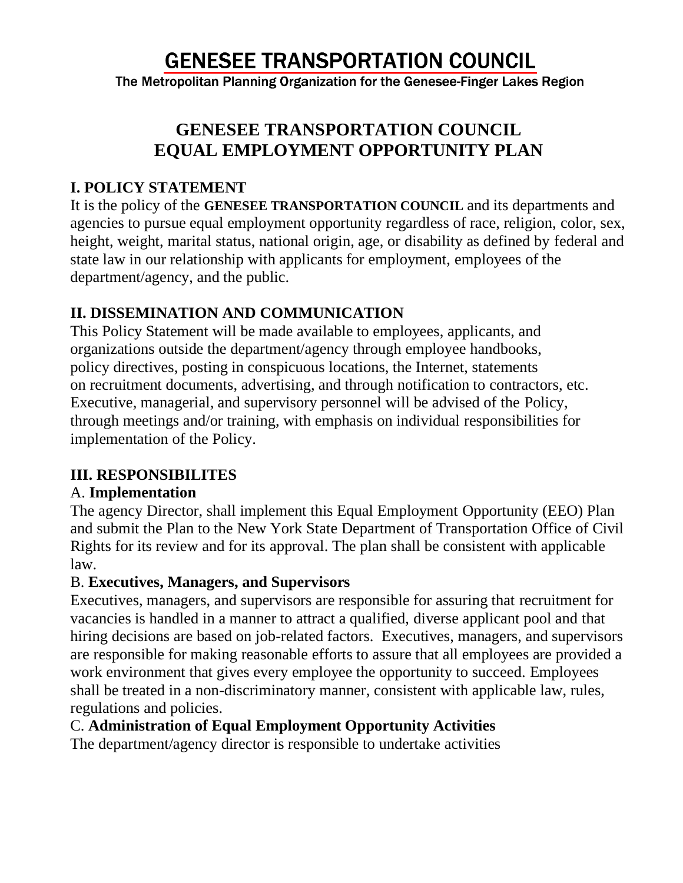# GENESEE TRANSPORTATION COUNCIL

The Metropolitan Planning Organization for the Genesee-Finger Lakes Region

## GENESEE TRANSPORTATION COUNCIL EQUAL EMPLOYMENT OPPORTUNITY PLAN

### I. POLICY STATEMENT

It is the policy of the **GENESEE TRANSPORTATION COUNCIL** and its departments and agencies to pursue equal employment opportunity regardless of race, religion, color, sex, height, weight, marital status, national origin, age, or disability as defined by federal and state law in our relationship with applicants for employment, employees of the department/agency, and the public.

### II. DISSEMINATION AND COMMUNICATION

This Policy Statement will be made available to employees, applicants, and organizations outside the department/agency through employee handbooks, policy directives, posting in conspicuous locations, the Internet, statements on recruitment documents, advertising, and through notification to contractors, etc. Executive, managerial, and supervisory personnel will be advised of the Policy, through meetings and/or training, with emphasis on individual responsibilities for implementation of the Policy.

### III. RESPONSIBILITES

A. **Implementation**

The agency Director, shall implement this Equal Employment Opportunity (EEO) Plan and submit the Plan to the New York State Department of Transportation Office of Civil Rights for its review and for its approval. The plan shall be consistent with applicable law.

B. **Executives, Managers, and Supervisors**

Executives, managers, and supervisors are responsible for assuring that recruitment for vacancies is handled in a manner to attract a qualified, diverse applicant pool and that hiring decisions are based on job-related factors. Executives, managers, and supervisors are responsible for making reasonable efforts to assure that all employees are provided a work environment that gives every employee the opportunity to succeed. Employees shall be treated in a non-discriminatory manner, consistent with applicable law, rules, regulations and policies.

C. **Administration of Equal Employment Opportunity Activities**

The department/agency director is responsible to undertake activities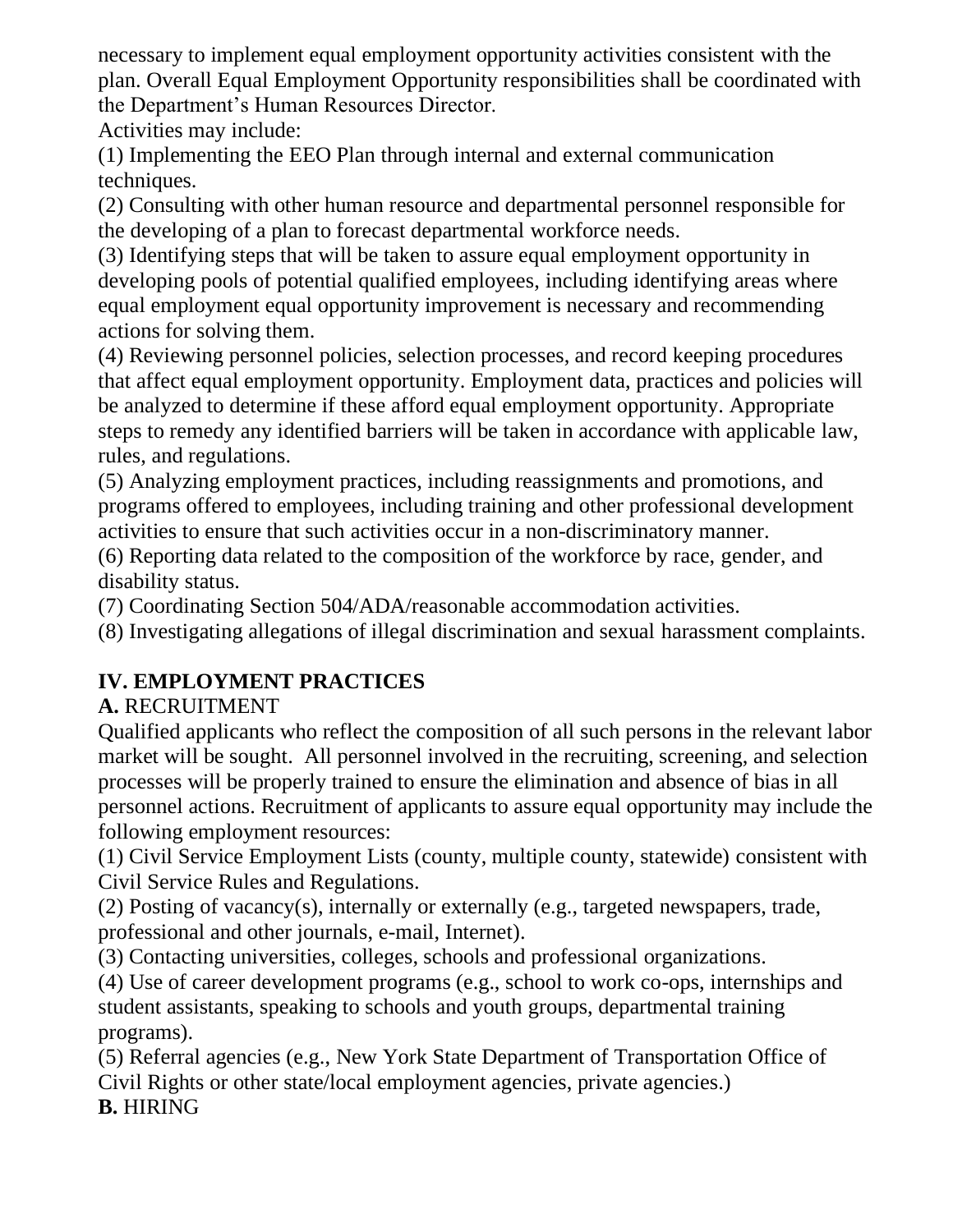necessary to implement equal employment opportunity activities consistent with the plan. Overall Equal Employment Opportunity responsibilities shall be coordinated with the Department's Human Resources Director.

Activities may include:

(1) Implementing the EEO Plan through internal and external communication techniques.

(2) Consulting with other human resource and departmental personnel responsible for the developing of a plan to forecast departmental workforce needs.

(3) Identifying steps that will be taken to assure equal employment opportunity in developing pools of potential qualified employees, including identifying areas where equal employment equal opportunity improvement is necessary and recommending actions for solving them.

(4) Reviewing personnel policies, selection processes, and record keeping procedures that affect equal employment opportunity. Employment data, practices and policies will be analyzed to determine if these afford equal employment opportunity. Appropriate steps to remedy any identified barriers will be taken in accordance with applicable law, rules, and regulations.

(5) Analyzing employment practices, including reassignments and promotions, and programs offered to employees, including training and other professional development activities to ensure that such activities occur in a non-discriminatory manner.

(6) Reporting data related to the composition of the workforce by race, gender, and disability status.

(7) Coordinating Section 504/ADA/reasonable accommodation activities.

(8) Investigating allegations of illegal discrimination and sexual harassment complaints.

## IV. EMPLOYMENT PRACTICES

**A.** RECRUITMENT

Qualified applicants who reflect the composition of all such persons in the relevant labor market will be sought. All personnel involved in the recruiting, screening, and selection processes will be properly trained to ensure the elimination and absence of bias in all personnel actions. Recruitment of applicants to assure equal opportunity may include the following employment resources:

(1) Civil Service Employment Lists (county, multiple county, statewide) consistent with Civil Service Rules and Regulations.

(2) Posting of vacancy(s), internally or externally (e.g., targeted newspapers, trade, professional and other journals, e-mail, Internet).

(3) Contacting universities, colleges, schools and professional organizations.

(4) Use of career development programs (e.g., school to work co-ops, internships and student assistants, speaking to schools and youth groups, departmental training programs).

(5) Referral agencies (e.g., New York State Department of Transportation Office of Civil Rights or other state/local employment agencies, private agencies.)

**B.** HIRING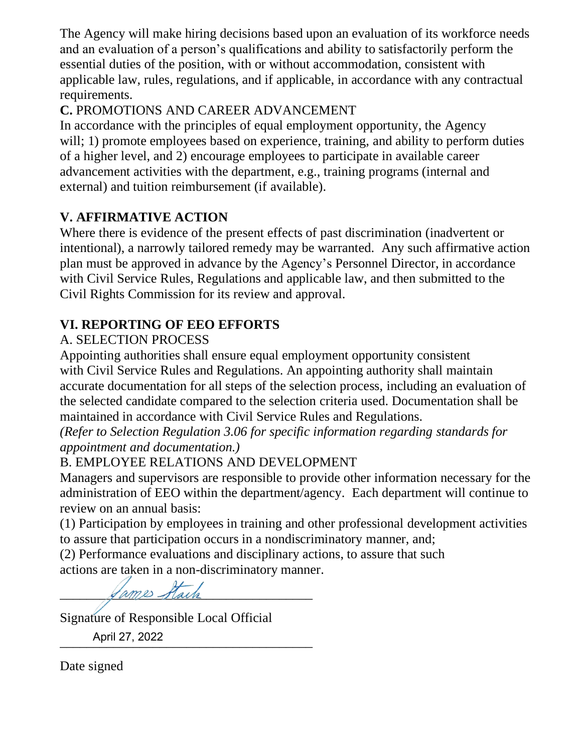The Agency will make hiring decisions based upon an evaluation of its workforce needs and an evaluation of a person's qualifications and ability to satisfactorily perform the essential duties of the position, with or without accommodation, consistent with applicable law, rules, regulations, and if applicable, in accordance with any contractual requirements.

**C.** PROMOTIONS AND CAREER ADVANCEMENT

In accordance with the principles of equal employment opportunity, the Agency will; 1) promote employees based on experience, training, and ability to perform duties of a higher level, and 2) encourage employees to participate in available career advancement activities with the department, e.g., training programs (internal and external) and tuition reimbursement (if available).

## V. AFFIRMATIVE ACTION

Where there is evidence of the present effects of past discrimination (inadvertent or intentional), a narrowly tailored remedy may be warranted. Any such affirmative action plan must be approved in advance by the Agency's Personnel Director, in accordance with Civil Service Rules, Regulations and applicable law, and then submitted to the Civil Rights Commission for its review and approval.

## VI. REPORTING OF EEO EFFORTS

A. SELECTION PROCESS

Appointing authorities shall ensure equal employment opportunity consistent with Civil Service Rules and Regulations. An appointing authority shall maintain accurate documentation for all steps of the selection process, including an evaluation of the selected candidate compared to the selection criteria used. Documentation shall be maintained in accordance with Civil Service Rules and Regulations.

*(Refer to Selection Regulation 3.06 for specific information regarding standards for appointment and documentation.)*

B. EMPLOYEE RELATIONS AND DEVELOPMENT

Managers and supervisors are responsible to provide other information necessary for the administration of EEO within the department/agency. Each department will continue to review on an annual basis:

(1) Participation by employees in training and other professional development activities to assure that participation occurs in a nondiscriminatory manner, and;

(2) Performance evaluations and disciplinary actions, to assure that such actions are taken in a non-discriminatory manner.

James Stark
\_\_\_\_\_\_\_\_\_\_\_\_\_\_\_\_\_\_\_\_\_\_\_\_\_\_\_\_\_\_\_\_\_\_\_\_\_\_\_\_

Signature of Responsible Local Official

April 27, 2022
\_\_\_\_\_\_\_\_\_\_\_\_\_\_\_\_\_\_\_\_\_\_\_\_\_\_\_\_\_\_\_\_\_\_\_\_\_\_\_\_

Date signed